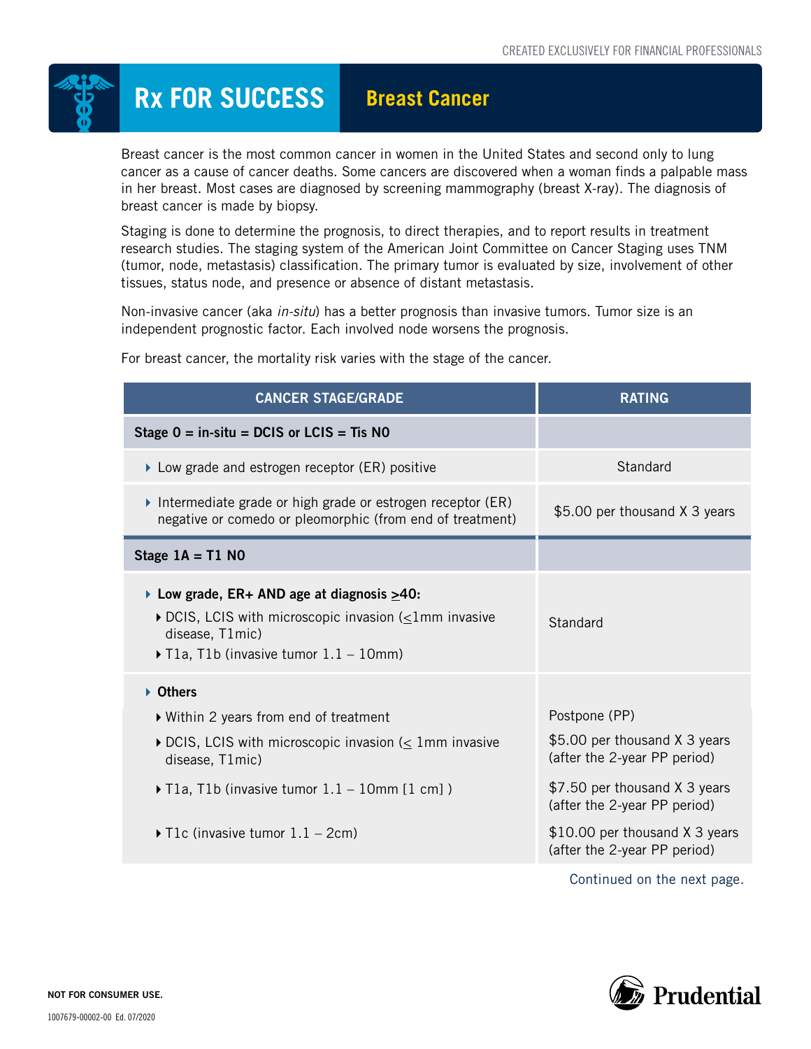CREATED EXCLUSIVELY FOR FINANCIAL PROFESSIONALS

# Rx FOR SUCCESS

## Breast Cancer

Breast cancer is the most common cancer in women in the United States and second only to lung cancer as a cause of cancer deaths. Some cancers are discovered when a woman finds a palpable mass in her breast. Most cases are diagnosed by screening mammography (breast X-ray). The diagnosis of breast cancer is made by biopsy.

Staging is done to determine the prognosis, to direct therapies, and to report results in treatment research studies. The staging system of the American Joint Committee on Cancer Staging uses TNM (tumor, node, metastasis) classification. The primary tumor is evaluated by size, involvement of other tissues, status node, and presence or absence of distant metastasis.

Non-invasive cancer (aka *in-situ*) has a better prognosis than invasive tumors. Tumor size is an independent prognostic factor. Each involved node worsens the prognosis.

For breast cancer, the mortality risk varies with the stage of the cancer.

| CANCER STAGE/GRADE | RATING |
|---|---|
| **Stage 0 = in-situ = DCIS or LCIS = Tis N0** | |
| ‣ Low grade and estrogen receptor (ER) positive | Standard |
| ‣ Intermediate grade or high grade or estrogen receptor (ER) negative or comedo or pleomorphic (from end of treatment) | $5.00 per thousand X 3 years |
| **Stage 1A = T1 N0** | |
| ‣ **Low grade, ER+ AND age at diagnosis ≥40:**<br>‣ DCIS, LCIS with microscopic invasion (≤1mm invasive disease, T1mic)<br>‣ T1a, T1b (invasive tumor 1.1 – 10mm) | Standard |
| ‣ **Others** | |
| ‣ Within 2 years from end of treatment | Postpone (PP) |
| ‣ DCIS, LCIS with microscopic invasion (≤ 1mm invasive disease, T1mic) | $5.00 per thousand X 3 years (after the 2-year PP period) |
| ‣ T1a, T1b (invasive tumor 1.1 – 10mm [1 cm] ) | $7.50 per thousand X 3 years (after the 2-year PP period) |
| ‣ T1c (invasive tumor 1.1 – 2cm) | $10.00 per thousand X 3 years (after the 2-year PP period) |

Continued on the next page.

NOT FOR CONSUMER USE.

1007679-00002-00 Ed. 07/2020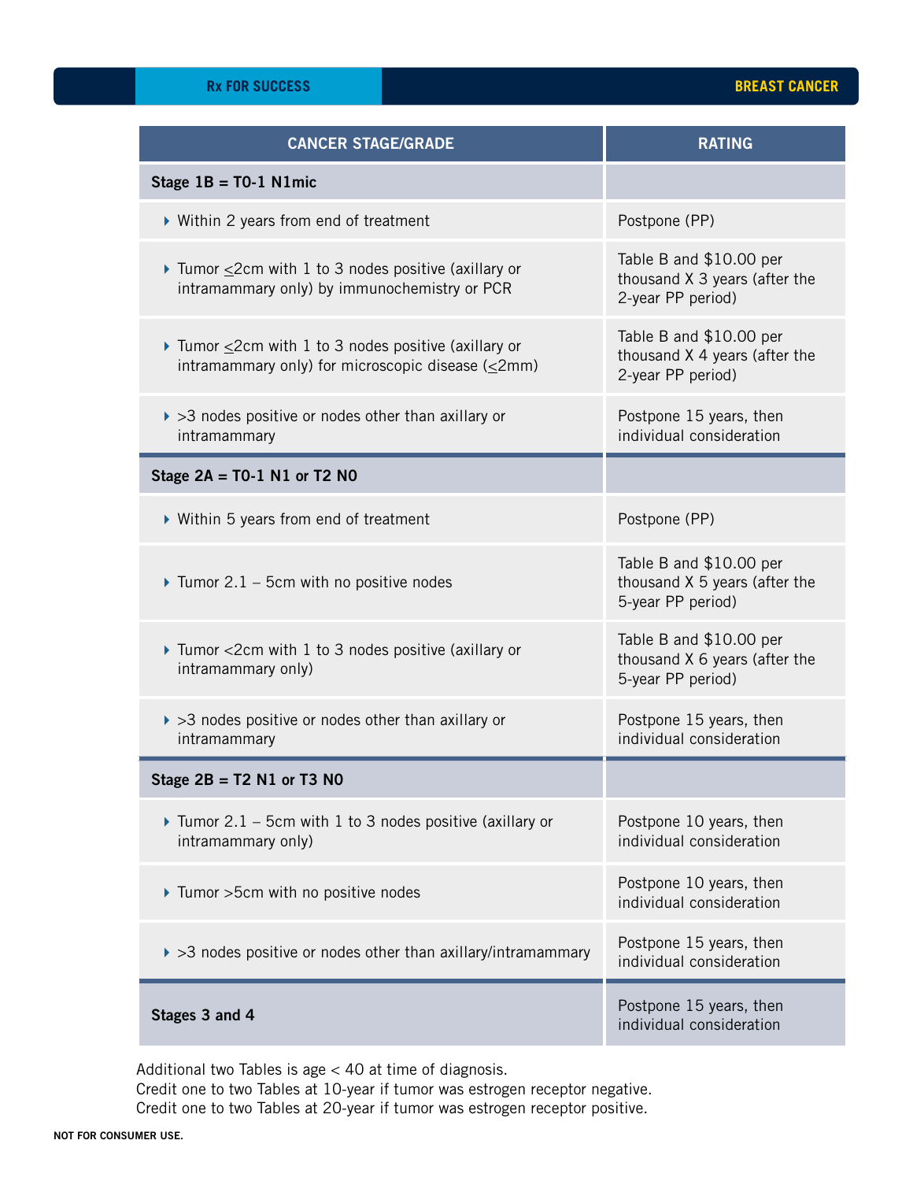| CANCER STAGE/GRADE | RATING |
|---|---|
| **Stage 1B = T0-1 N1mic** | |
| ‣ Within 2 years from end of treatment | Postpone (PP) |
| ‣ Tumor ≤2cm with 1 to 3 nodes positive (axillary or intramammary only) by immunochemistry or PCR | Table B and $10.00 per thousand X 3 years (after the 2-year PP period) |
| ‣ Tumor ≤2cm with 1 to 3 nodes positive (axillary or intramammary only) for microscopic disease (≤2mm) | Table B and $10.00 per thousand X 4 years (after the 2-year PP period) |
| ‣ >3 nodes positive or nodes other than axillary or intramammary | Postpone 15 years, then individual consideration |
| **Stage 2A = T0-1 N1 or T2 N0** | |
| ‣ Within 5 years from end of treatment | Postpone (PP) |
| ‣ Tumor 2.1 – 5cm with no positive nodes | Table B and $10.00 per thousand X 5 years (after the 5-year PP period) |
| ‣ Tumor <2cm with 1 to 3 nodes positive (axillary or intramammary only) | Table B and $10.00 per thousand X 6 years (after the 5-year PP period) |
| ‣ >3 nodes positive or nodes other than axillary or intramammary | Postpone 15 years, then individual consideration |
| **Stage 2B = T2 N1 or T3 N0** | |
| ‣ Tumor 2.1 – 5cm with 1 to 3 nodes positive (axillary or intramammary only) | Postpone 10 years, then individual consideration |
| ‣ Tumor >5cm with no positive nodes | Postpone 10 years, then individual consideration |
| ‣ >3 nodes positive or nodes other than axillary/intramammary | Postpone 15 years, then individual consideration |
| **Stages 3 and 4** | Postpone 15 years, then individual consideration |

Additional two Tables is age < 40 at time of diagnosis.
Credit one to two Tables at 10-year if tumor was estrogen receptor negative.
Credit one to two Tables at 20-year if tumor was estrogen receptor positive.

NOT FOR CONSUMER USE.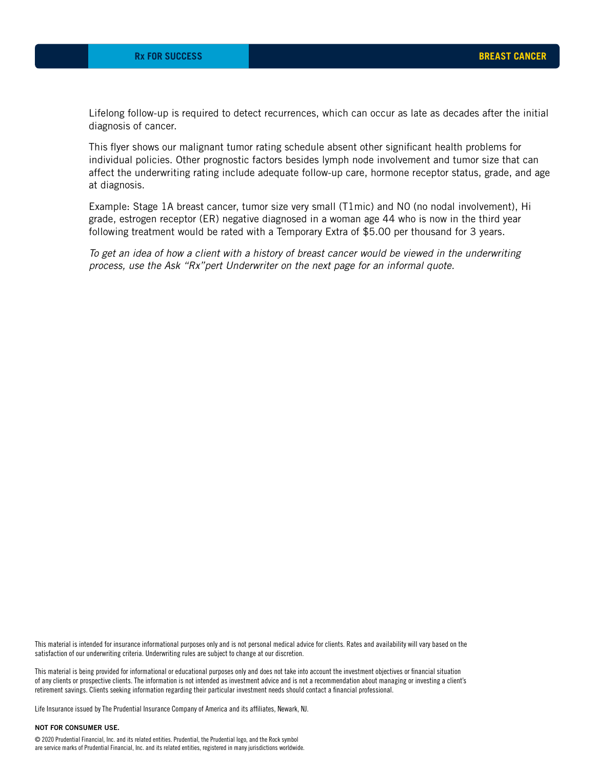Lifelong follow-up is required to detect recurrences, which can occur as late as decades after the initial diagnosis of cancer.

This flyer shows our malignant tumor rating schedule absent other significant health problems for individual policies. Other prognostic factors besides lymph node involvement and tumor size that can affect the underwriting rating include adequate follow-up care, hormone receptor status, grade, and age at diagnosis.

Example: Stage 1A breast cancer, tumor size very small (T1mic) and N0 (no nodal involvement), Hi grade, estrogen receptor (ER) negative diagnosed in a woman age 44 who is now in the third year following treatment would be rated with a Temporary Extra of $5.00 per thousand for 3 years.

*To get an idea of how a client with a history of breast cancer would be viewed in the underwriting process, use the Ask "Rx"pert Underwriter on the next page for an informal quote.*

This material is intended for insurance informational purposes only and is not personal medical advice for clients. Rates and availability will vary based on the satisfaction of our underwriting criteria. Underwriting rules are subject to change at our discretion.

This material is being provided for informational or educational purposes only and does not take into account the investment objectives or financial situation of any clients or prospective clients. The information is not intended as investment advice and is not a recommendation about managing or investing a client's retirement savings. Clients seeking information regarding their particular investment needs should contact a financial professional.

Life Insurance issued by The Prudential Insurance Company of America and its affiliates, Newark, NJ.

**NOT FOR CONSUMER USE.**

© 2020 Prudential Financial, Inc. and its related entities. Prudential, the Prudential logo, and the Rock symbol are service marks of Prudential Financial, Inc. and its related entities, registered in many jurisdictions worldwide.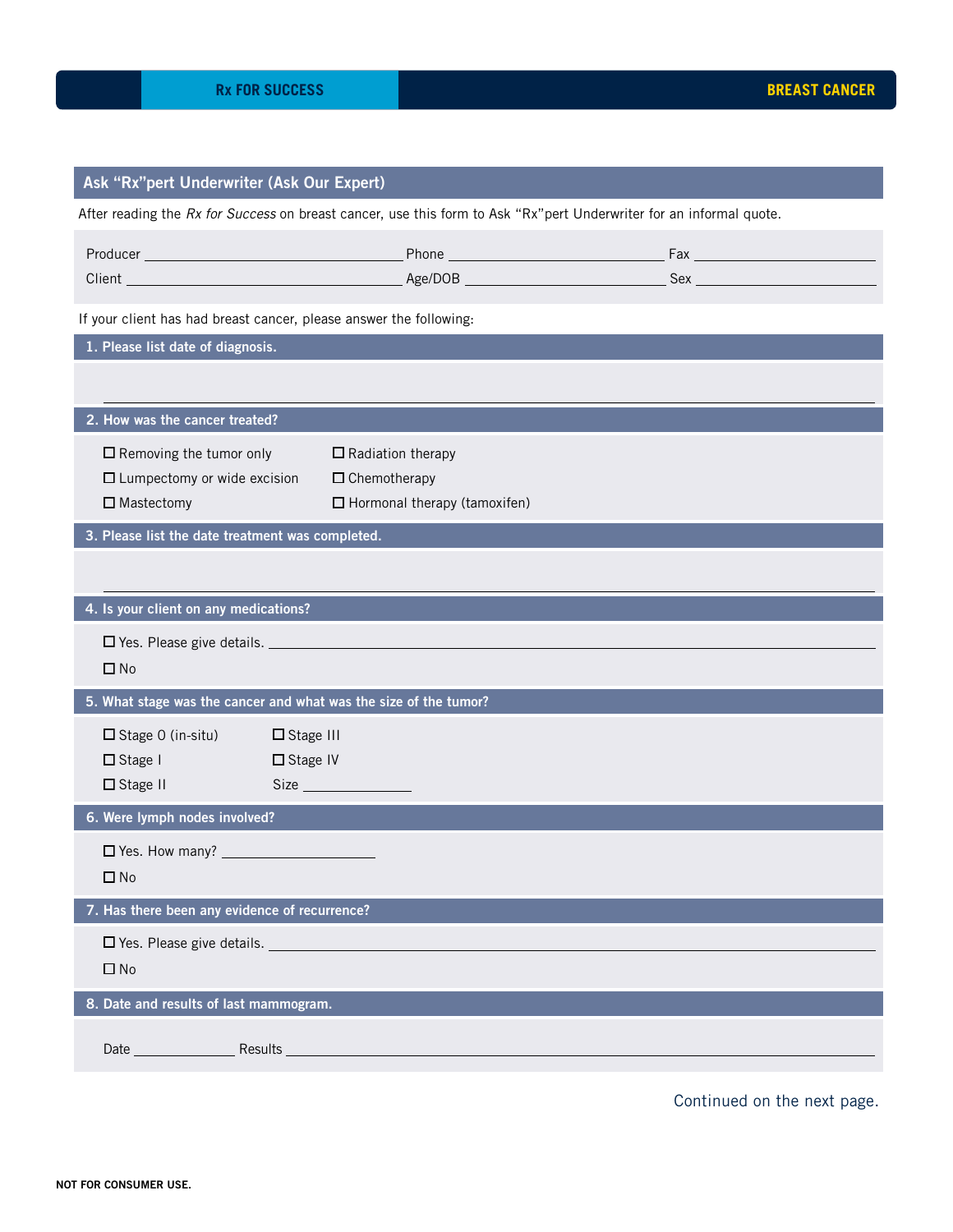## Ask "Rx"pert Underwriter (Ask Our Expert)

After reading the *Rx for Success* on breast cancer, use this form to Ask "Rx"pert Underwriter for an informal quote.

Producer ______________________ Phone ______________________ Fax ______________________

Client ______________________ Age/DOB ______________________ Sex ______________________

If your client has had breast cancer, please answer the following:

### 1. Please list date of diagnosis.

______________________________________________

### 2. How was the cancer treated?

- ☐ Removing the tumor only
- ☐ Lumpectomy or wide excision
- ☐ Mastectomy
- ☐ Radiation therapy
- ☐ Chemotherapy
- ☐ Hormonal therapy (tamoxifen)

### 3. Please list the date treatment was completed.

______________________________________________

### 4. Is your client on any medications?

- ☐ Yes. Please give details. ______________________________________________
- ☐ No

### 5. What stage was the cancer and what was the size of the tumor?

- ☐ Stage 0 (in-situ)
- ☐ Stage I
- ☐ Stage II
- ☐ Stage III
- ☐ Stage IV

Size ______________

### 6. Were lymph nodes involved?

- ☐ Yes. How many? ______________
- ☐ No

### 7. Has there been any evidence of recurrence?

- ☐ Yes. Please give details. ______________________________________________
- ☐ No

### 8. Date and results of last mammogram.

Date ______________ Results ______________________________________________

Continued on the next page.

NOT FOR CONSUMER USE.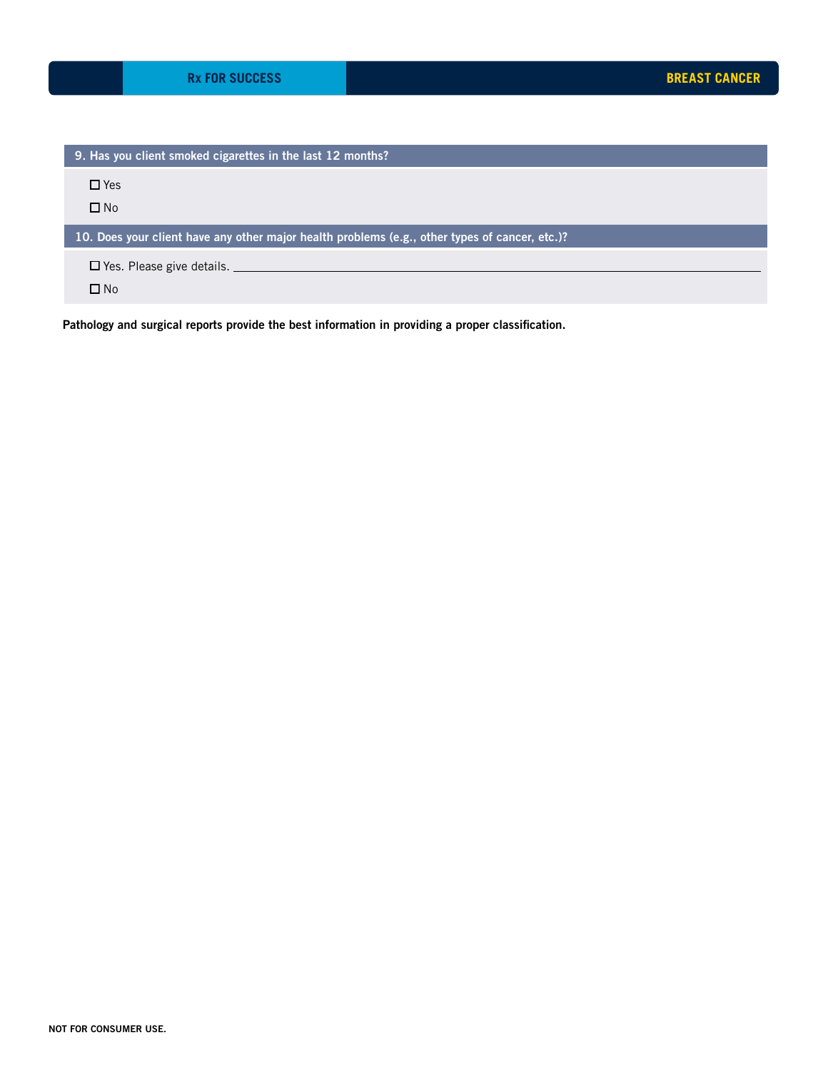**9. Has you client smoked cigarettes in the last 12 months?**

- ☐ Yes
- ☐ No

**10. Does your client have any other major health problems (e.g., other types of cancer, etc.)?**

- ☐ Yes. Please give details. ______________________________
- ☐ No

**Pathology and surgical reports provide the best information in providing a proper classification.**

NOT FOR CONSUMER USE.